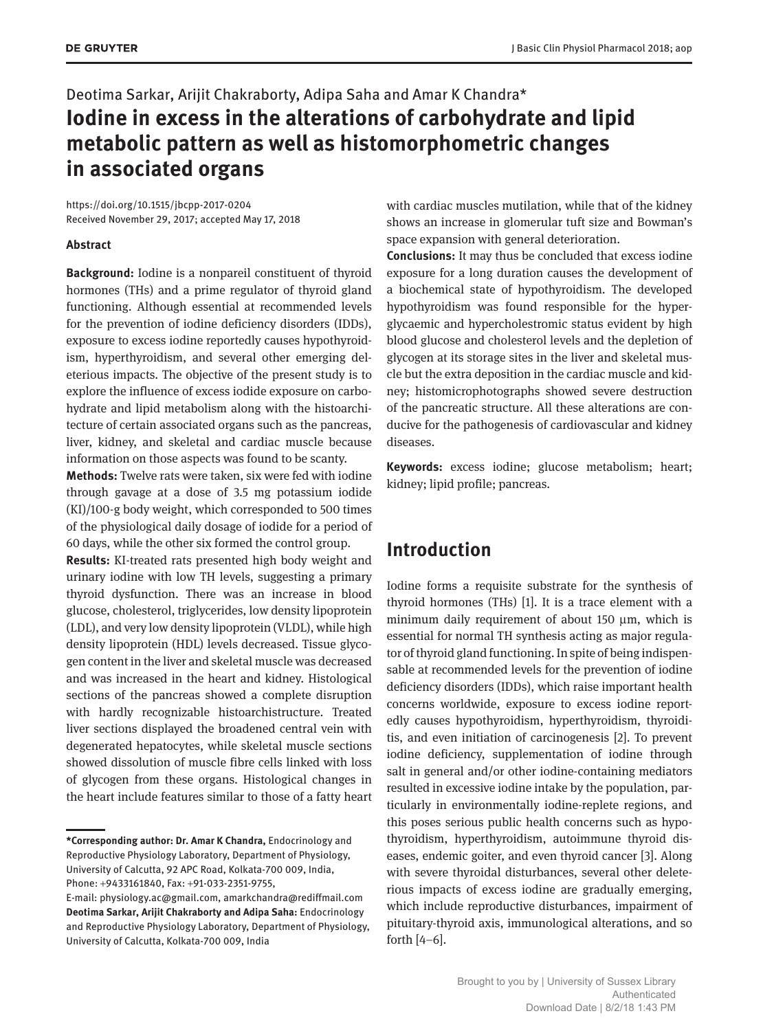Deotima Sarkar, Arijit Chakraborty, Adipa Saha and Amar K Chandra*

# Iodine in excess in the alterations of carbohydrate and lipid metabolic pattern as well as histomorphometric changes in associated organs

https://doi.org/10.1515/jbcpp-2017-0204
Received November 29, 2017; accepted May 17, 2018

## Abstract

**Background:** Iodine is a nonpareil constituent of thyroid hormones (THs) and a prime regulator of thyroid gland functioning. Although essential at recommended levels for the prevention of iodine deficiency disorders (IDDs), exposure to excess iodine reportedly causes hypothyroidism, hyperthyroidism, and several other emerging deleterious impacts. The objective of the present study is to explore the influence of excess iodide exposure on carbohydrate and lipid metabolism along with the histoarchitecture of certain associated organs such as the pancreas, liver, kidney, and skeletal and cardiac muscle because information on those aspects was found to be scanty.

**Methods:** Twelve rats were taken, six were fed with iodine through gavage at a dose of 3.5 mg potassium iodide (KI)/100-g body weight, which corresponded to 500 times of the physiological daily dosage of iodide for a period of 60 days, while the other six formed the control group.

**Results:** KI-treated rats presented high body weight and urinary iodine with low TH levels, suggesting a primary thyroid dysfunction. There was an increase in blood glucose, cholesterol, triglycerides, low density lipoprotein (LDL), and very low density lipoprotein (VLDL), while high density lipoprotein (HDL) levels decreased. Tissue glycogen content in the liver and skeletal muscle was decreased and was increased in the heart and kidney. Histological sections of the pancreas showed a complete disruption with hardly recognizable histoarchistructure. Treated liver sections displayed the broadened central vein with degenerated hepatocytes, while skeletal muscle sections showed dissolution of muscle fibre cells linked with loss of glycogen from these organs. Histological changes in the heart include features similar to those of a fatty heart with cardiac muscles mutilation, while that of the kidney shows an increase in glomerular tuft size and Bowman's space expansion with general deterioration.

**Conclusions:** It may thus be concluded that excess iodine exposure for a long duration causes the development of a biochemical state of hypothyroidism. The developed hypothyroidism was found responsible for the hyperglycaemic and hypercholestromic status evident by high blood glucose and cholesterol levels and the depletion of glycogen at its storage sites in the liver and skeletal muscle but the extra deposition in the cardiac muscle and kidney; histomicrophotographs showed severe destruction of the pancreatic structure. All these alterations are conducive for the pathogenesis of cardiovascular and kidney diseases.

**Keywords:** excess iodine; glucose metabolism; heart; kidney; lipid profile; pancreas.

---

***Corresponding author: Dr. Amar K Chandra,** Endocrinology and Reproductive Physiology Laboratory, Department of Physiology, University of Calcutta, 92 APC Road, Kolkata-700 009, India, Phone: +9433161840, Fax: +91-033-2351-9755, E-mail: physiology.ac@gmail.com, amarkchandra@rediffmail.com
**Deotima Sarkar, Arijit Chakraborty and Adipa Saha:** Endocrinology and Reproductive Physiology Laboratory, Department of Physiology, University of Calcutta, Kolkata-700 009, India

## Introduction

Iodine forms a requisite substrate for the synthesis of thyroid hormones (THs) [1]. It is a trace element with a minimum daily requirement of about 150 μm, which is essential for normal TH synthesis acting as major regulator of thyroid gland functioning. In spite of being indispensable at recommended levels for the prevention of iodine deficiency disorders (IDDs), which raise important health concerns worldwide, exposure to excess iodine reportedly causes hypothyroidism, hyperthyroidism, thyroiditis, and even initiation of carcinogenesis [2]. To prevent iodine deficiency, supplementation of iodine through salt in general and/or other iodine-containing mediators resulted in excessive iodine intake by the population, particularly in environmentally iodine-replete regions, and this poses serious public health concerns such as hypothyroidism, hyperthyroidism, autoimmune thyroid diseases, endemic goiter, and even thyroid cancer [3]. Along with severe thyroidal disturbances, several other deleterious impacts of excess iodine are gradually emerging, which include reproductive disturbances, impairment of pituitary-thyroid axis, immunological alterations, and so forth [4–6].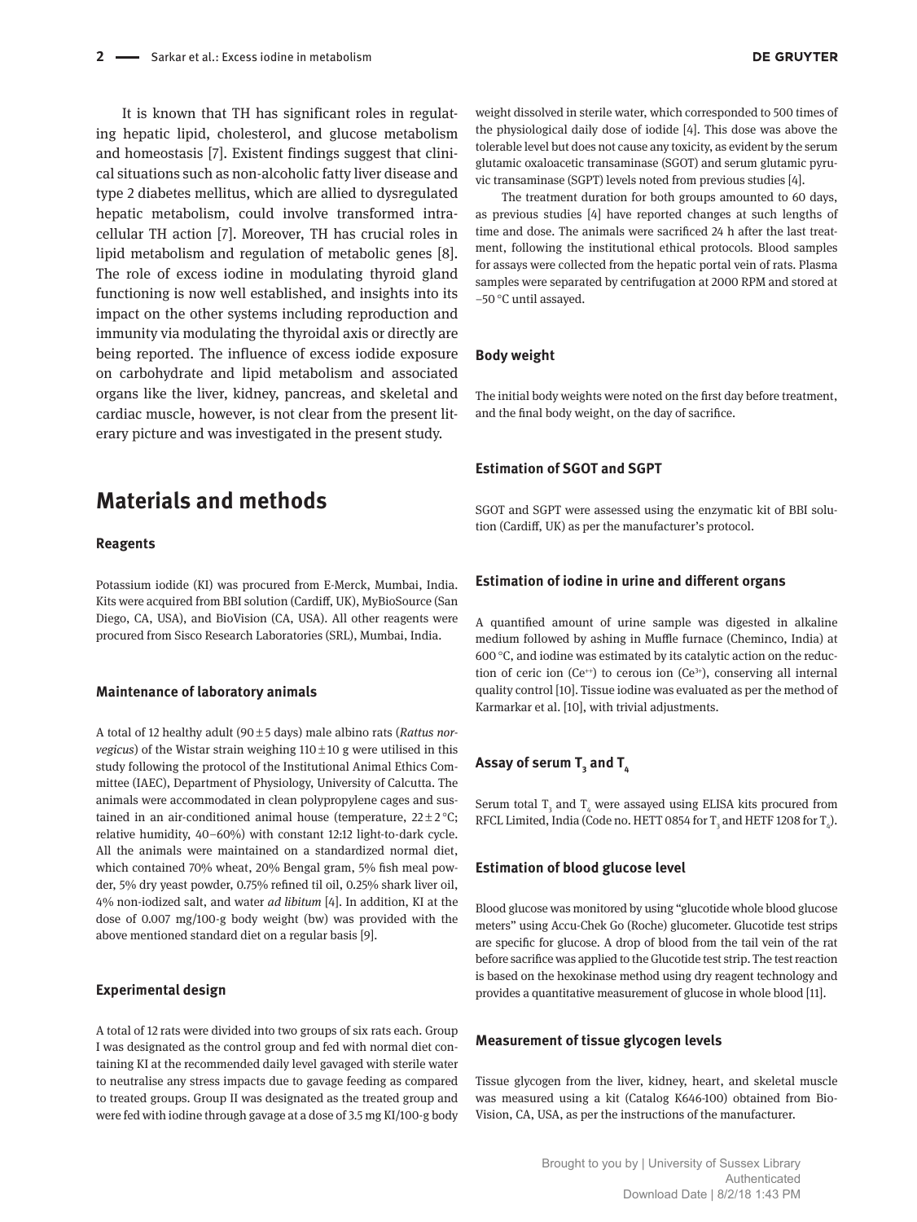It is known that TH has significant roles in regulating hepatic lipid, cholesterol, and glucose metabolism and homeostasis [7]. Existent findings suggest that clinical situations such as non-alcoholic fatty liver disease and type 2 diabetes mellitus, which are allied to dysregulated hepatic metabolism, could involve transformed intracellular TH action [7]. Moreover, TH has crucial roles in lipid metabolism and regulation of metabolic genes [8]. The role of excess iodine in modulating thyroid gland functioning is now well established, and insights into its impact on the other systems including reproduction and immunity via modulating the thyroidal axis or directly are being reported. The influence of excess iodide exposure on carbohydrate and lipid metabolism and associated organs like the liver, kidney, pancreas, and skeletal and cardiac muscle, however, is not clear from the present literary picture and was investigated in the present study.

## Materials and methods

### Reagents

Potassium iodide (KI) was procured from E-Merck, Mumbai, India. Kits were acquired from BBI solution (Cardiff, UK), MyBioSource (San Diego, CA, USA), and BioVision (CA, USA). All other reagents were procured from Sisco Research Laboratories (SRL), Mumbai, India.

### Maintenance of laboratory animals

A total of 12 healthy adult (90 ± 5 days) male albino rats (*Rattus norvegicus*) of the Wistar strain weighing 110 ± 10 g were utilised in this study following the protocol of the Institutional Animal Ethics Committee (IAEC), Department of Physiology, University of Calcutta. The animals were accommodated in clean polypropylene cages and sustained in an air-conditioned animal house (temperature, 22 ± 2 °C; relative humidity, 40–60%) with constant 12:12 light-to-dark cycle. All the animals were maintained on a standardized normal diet, which contained 70% wheat, 20% Bengal gram, 5% fish meal powder, 5% dry yeast powder, 0.75% refined til oil, 0.25% shark liver oil, 4% non-iodized salt, and water *ad libitum* [4]. In addition, KI at the dose of 0.007 mg/100-g body weight (bw) was provided with the above mentioned standard diet on a regular basis [9].

### Experimental design

A total of 12 rats were divided into two groups of six rats each. Group I was designated as the control group and fed with normal diet containing KI at the recommended daily level gavaged with sterile water to neutralise any stress impacts due to gavage feeding as compared to treated groups. Group II was designated as the treated group and were fed with iodine through gavage at a dose of 3.5 mg KI/100-g body weight dissolved in sterile water, which corresponded to 500 times of the physiological daily dose of iodide [4]. This dose was above the tolerable level but does not cause any toxicity, as evident by the serum glutamic oxaloacetic transaminase (SGOT) and serum glutamic pyruvic transaminase (SGPT) levels noted from previous studies [4].

The treatment duration for both groups amounted to 60 days, as previous studies [4] have reported changes at such lengths of time and dose. The animals were sacrificed 24 h after the last treatment, following the institutional ethical protocols. Blood samples for assays were collected from the hepatic portal vein of rats. Plasma samples were separated by centrifugation at 2000 RPM and stored at −50 °C until assayed.

### Body weight

The initial body weights were noted on the first day before treatment, and the final body weight, on the day of sacrifice.

### Estimation of SGOT and SGPT

SGOT and SGPT were assessed using the enzymatic kit of BBI solution (Cardiff, UK) as per the manufacturer's protocol.

### Estimation of iodine in urine and different organs

A quantified amount of urine sample was digested in alkaline medium followed by ashing in Muffle furnace (Cheminco, India) at 600 °C, and iodine was estimated by its catalytic action on the reduction of ceric ion ($Ce^{++}$) to cerous ion ($Ce^{3+}$), conserving all internal quality control [10]. Tissue iodine was evaluated as per the method of Karmarkar et al. [10], with trivial adjustments.

### Assay of serum $T_3$ and $T_4$

Serum total $T_3$ and $T_4$ were assayed using ELISA kits procured from RFCL Limited, India (Code no. HETT 0854 for $T_3$ and HETF 1208 for $T_4$).

### Estimation of blood glucose level

Blood glucose was monitored by using "glucotide whole blood glucose meters" using Accu-Chek Go (Roche) glucometer. Glucotide test strips are specific for glucose. A drop of blood from the tail vein of the rat before sacrifice was applied to the Glucotide test strip. The test reaction is based on the hexokinase method using dry reagent technology and provides a quantitative measurement of glucose in whole blood [11].

### Measurement of tissue glycogen levels

Tissue glycogen from the liver, kidney, heart, and skeletal muscle was measured using a kit (Catalog K646-100) obtained from BioVision, CA, USA, as per the instructions of the manufacturer.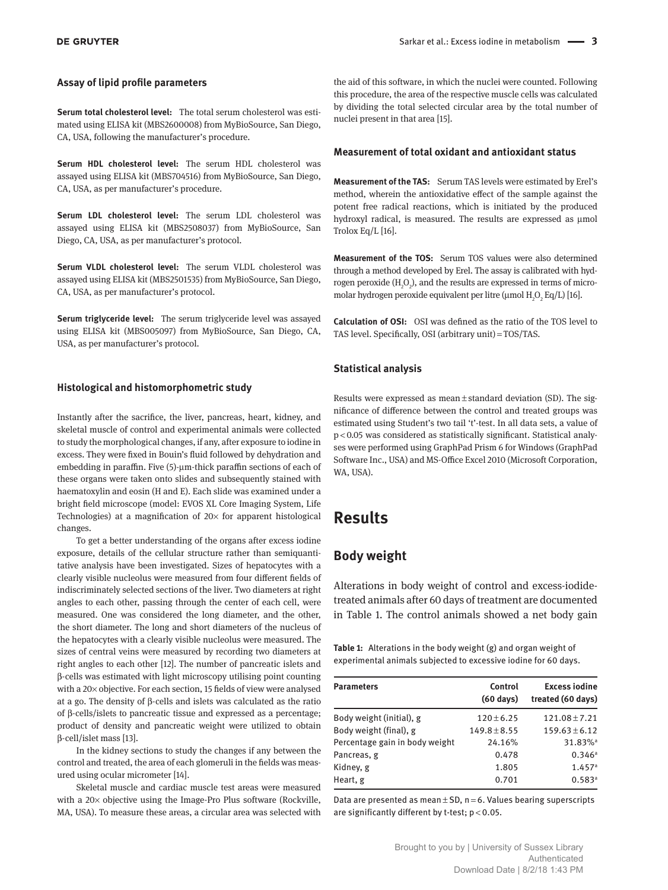### Assay of lipid profile parameters

**Serum total cholesterol level:** The total serum cholesterol was estimated using ELISA kit (MBS2600008) from MyBioSource, San Diego, CA, USA, following the manufacturer's procedure.

**Serum HDL cholesterol level:** The serum HDL cholesterol was assayed using ELISA kit (MBS704516) from MyBioSource, San Diego, CA, USA, as per manufacturer's procedure.

**Serum LDL cholesterol level:** The serum LDL cholesterol was assayed using ELISA kit (MBS2508037) from MyBioSource, San Diego, CA, USA, as per manufacturer's protocol.

**Serum VLDL cholesterol level:** The serum VLDL cholesterol was assayed using ELISA kit (MBS2501535) from MyBioSource, San Diego, CA, USA, as per manufacturer's protocol.

**Serum triglyceride level:** The serum triglyceride level was assayed using ELISA kit (MBS005097) from MyBioSource, San Diego, CA, USA, as per manufacturer's protocol.

### Histological and histomorphometric study

Instantly after the sacrifice, the liver, pancreas, heart, kidney, and skeletal muscle of control and experimental animals were collected to study the morphological changes, if any, after exposure to iodine in excess. They were fixed in Bouin's fluid followed by dehydration and embedding in paraffin. Five (5)-μm-thick paraffin sections of each of these organs were taken onto slides and subsequently stained with haematoxylin and eosin (H and E). Each slide was examined under a bright field microscope (model: EVOS XL Core Imaging System, Life Technologies) at a magnification of 20× for apparent histological changes.

To get a better understanding of the organs after excess iodine exposure, details of the cellular structure rather than semiquantitative analysis have been investigated. Sizes of hepatocytes with a clearly visible nucleolus were measured from four different fields of indiscriminately selected sections of the liver. Two diameters at right angles to each other, passing through the center of each cell, were measured. One was considered the long diameter, and the other, the short diameter. The long and short diameters of the nucleus of the hepatocytes with a clearly visible nucleolus were measured. The sizes of central veins were measured by recording two diameters at right angles to each other [12]. The number of pancreatic islets and β-cells was estimated with light microscopy utilising point counting with a 20× objective. For each section, 15 fields of view were analysed at a go. The density of β-cells and islets was calculated as the ratio of β-cells/islets to pancreatic tissue and expressed as a percentage; product of density and pancreatic weight were utilized to obtain β-cell/islet mass [13].

In the kidney sections to study the changes if any between the control and treated, the area of each glomeruli in the fields was measured using ocular micrometer [14].

Skeletal muscle and cardiac muscle test areas were measured with a 20× objective using the Image-Pro Plus software (Rockville, MA, USA). To measure these areas, a circular area was selected with the aid of this software, in which the nuclei were counted. Following this procedure, the area of the respective muscle cells was calculated by dividing the total selected circular area by the total number of nuclei present in that area [15].

### Measurement of total oxidant and antioxidant status

**Measurement of the TAS:** Serum TAS levels were estimated by Erel's method, wherein the antioxidative effect of the sample against the potent free radical reactions, which is initiated by the produced hydroxyl radical, is measured. The results are expressed as μmol Trolox Eq/L [16].

**Measurement of the TOS:** Serum TOS values were also determined through a method developed by Erel. The assay is calibrated with hydrogen peroxide ($H_2O_2$), and the results are expressed in terms of micromolar hydrogen peroxide equivalent per litre (μmol $H_2O_2$ Eq/L) [16].

**Calculation of OSI:** OSI was defined as the ratio of the TOS level to TAS level. Specifically, OSI (arbitrary unit) = TOS/TAS.

### Statistical analysis

Results were expressed as mean ± standard deviation (SD). The significance of difference between the control and treated groups was estimated using Student's two tail 't'-test. In all data sets, a value of $p < 0.05$ was considered as statistically significant. Statistical analyses were performed using GraphPad Prism 6 for Windows (GraphPad Software Inc., USA) and MS-Office Excel 2010 (Microsoft Corporation, WA, USA).

# Results

## Body weight

Alterations in body weight of control and excess-iodide-treated animals after 60 days of treatment are documented in Table 1. The control animals showed a net body gain

**Table 1:** Alterations in the body weight (g) and organ weight of experimental animals subjected to excessive iodine for 60 days.

| Parameters | Control (60 days) | Excess iodine treated (60 days) |
|---|---|---|
| Body weight (initial), g | 120 ± 6.25 | 121.08 ± 7.21 |
| Body weight (final), g | 149.8 ± 8.55 | 159.63 ± 6.12 |
| Percentage gain in body weight | 24.16% | 31.83%[a] |
| Pancreas, g | 0.478 | 0.346[a] |
| Kidney, g | 1.805 | 1.457[a] |
| Heart, g | 0.701 | 0.583[a] |

Data are presented as mean ± SD, n = 6. Values bearing superscripts are significantly different by t-test; $p < 0.05$.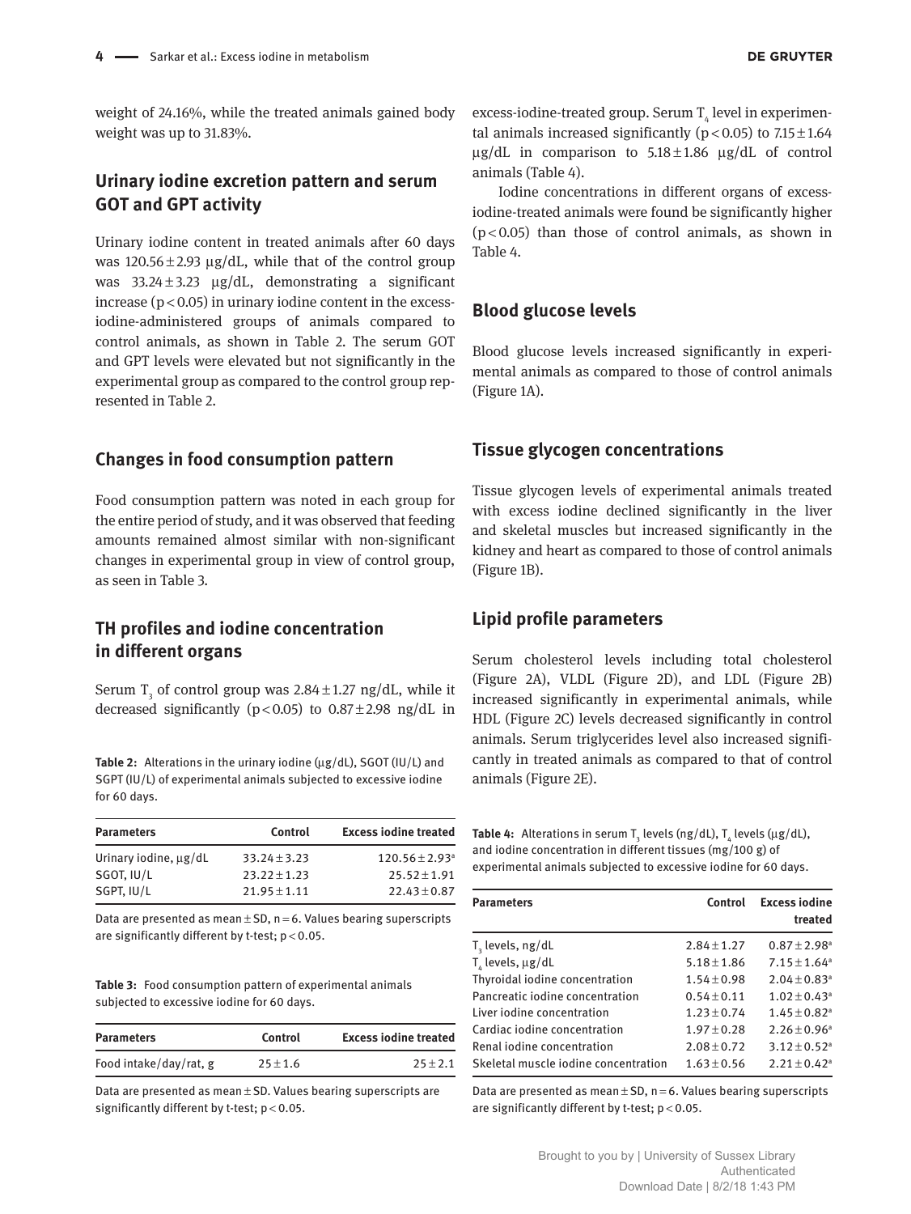weight of 24.16%, while the treated animals gained body weight was up to 31.83%.

## Urinary iodine excretion pattern and serum GOT and GPT activity

Urinary iodine content in treated animals after 60 days was 120.56 ± 2.93 μg/dL, while that of the control group was 33.24 ± 3.23 μg/dL, demonstrating a significant increase ($p < 0.05$) in urinary iodine content in the excess-iodine-administered groups of animals compared to control animals, as shown in Table 2. The serum GOT and GPT levels were elevated but not significantly in the experimental group as compared to the control group represented in Table 2.

## Changes in food consumption pattern

Food consumption pattern was noted in each group for the entire period of study, and it was observed that feeding amounts remained almost similar with non-significant changes in experimental group in view of control group, as seen in Table 3.

## TH profiles and iodine concentration in different organs

Serum $T_3$ of control group was 2.84 ± 1.27 ng/dL, while it decreased significantly ($p < 0.05$) to 0.87 ± 2.98 ng/dL in excess-iodine-treated group. Serum $T_4$ level in experimental animals increased significantly ($p < 0.05$) to 7.15 ± 1.64 μg/dL in comparison to 5.18 ± 1.86 μg/dL of control animals (Table 4).

Iodine concentrations in different organs of excess-iodine-treated animals were found be significantly higher ($p < 0.05$) than those of control animals, as shown in Table 4.

**Table 2:** Alterations in the urinary iodine (μg/dL), SGOT (IU/L) and SGPT (IU/L) of experimental animals subjected to excessive iodine for 60 days.

| Parameters | Control | Excess iodine treated |
|---|---|---|
| Urinary iodine, μg/dL | 33.24 ± 3.23 | 120.56 ± 2.93[a] |
| SGOT, IU/L | 23.22 ± 1.23 | 25.52 ± 1.91 |
| SGPT, IU/L | 21.95 ± 1.11 | 22.43 ± 0.87 |

Data are presented as mean ± SD, n = 6. Values bearing superscripts are significantly different by t-test; $p < 0.05$.

**Table 3:** Food consumption pattern of experimental animals subjected to excessive iodine for 60 days.

| Parameters | Control | Excess iodine treated |
|---|---|---|
| Food intake/day/rat, g | 25 ± 1.6 | 25 ± 2.1 |

Data are presented as mean ± SD. Values bearing superscripts are significantly different by t-test; $p < 0.05$.

## Blood glucose levels

Blood glucose levels increased significantly in experimental animals as compared to those of control animals (Figure 1A).

## Tissue glycogen concentrations

Tissue glycogen levels of experimental animals treated with excess iodine declined significantly in the liver and skeletal muscles but increased significantly in the kidney and heart as compared to those of control animals (Figure 1B).

## Lipid profile parameters

Serum cholesterol levels including total cholesterol (Figure 2A), VLDL (Figure 2D), and LDL (Figure 2B) increased significantly in experimental animals, while HDL (Figure 2C) levels decreased significantly in control animals. Serum triglycerides level also increased significantly in treated animals as compared to that of control animals (Figure 2E).

**Table 4:** Alterations in serum $T_3$ levels (ng/dL), $T_4$ levels (μg/dL), and iodine concentration in different tissues (mg/100 g) of experimental animals subjected to excessive iodine for 60 days.

| Parameters | Control | Excess iodine treated |
|---|---|---|
| $T_3$ levels, ng/dL | 2.84 ± 1.27 | 0.87 ± 2.98[a] |
| $T_4$ levels, μg/dL | 5.18 ± 1.86 | 7.15 ± 1.64[a] |
| Thyroidal iodine concentration | 1.54 ± 0.98 | 2.04 ± 0.83[a] |
| Pancreatic iodine concentration | 0.54 ± 0.11 | 1.02 ± 0.43[a] |
| Liver iodine concentration | 1.23 ± 0.74 | 1.45 ± 0.82[a] |
| Cardiac iodine concentration | 1.97 ± 0.28 | 2.26 ± 0.96[a] |
| Renal iodine concentration | 2.08 ± 0.72 | 3.12 ± 0.52[a] |
| Skeletal muscle iodine concentration | 1.63 ± 0.56 | 2.21 ± 0.42[a] |

Data are presented as mean ± SD, n = 6. Values bearing superscripts are significantly different by t-test; $p < 0.05$.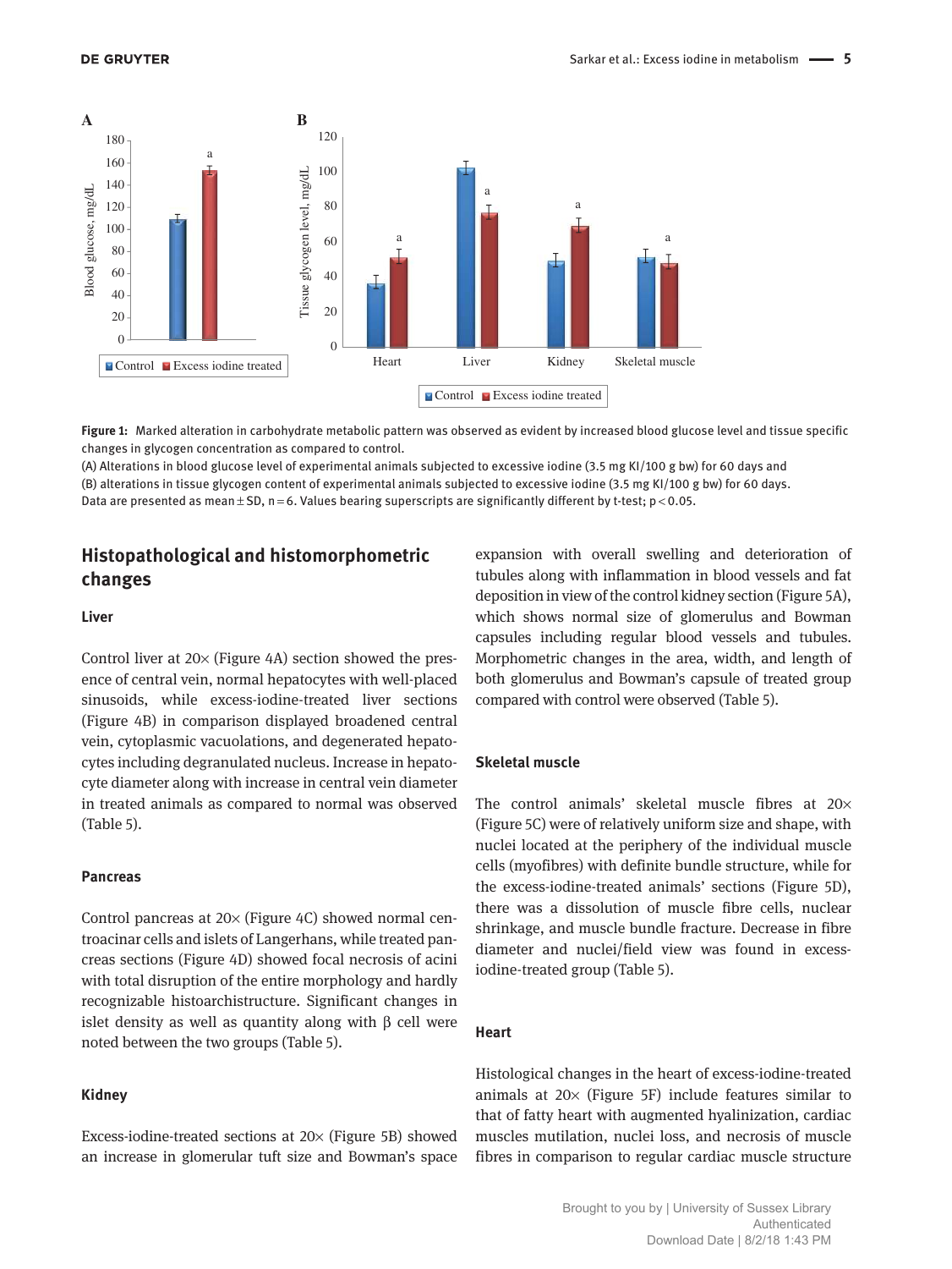**Figure 1:** Marked alteration in carbohydrate metabolic pattern was observed as evident by increased blood glucose level and tissue specific changes in glycogen concentration as compared to control.
(A) Alterations in blood glucose level of experimental animals subjected to excessive iodine (3.5 mg KI/100 g bw) for 60 days and (B) alterations in tissue glycogen content of experimental animals subjected to excessive iodine (3.5 mg KI/100 g bw) for 60 days. Data are presented as mean ± SD, n = 6. Values bearing superscripts are significantly different by t-test; $p < 0.05$.

## Histopathological and histomorphometric changes

### Liver

Control liver at 20× (Figure 4A) section showed the presence of central vein, normal hepatocytes with well-placed sinusoids, while excess-iodine-treated liver sections (Figure 4B) in comparison displayed broadened central vein, cytoplasmic vacuolations, and degenerated hepatocytes including degranulated nucleus. Increase in hepatocyte diameter along with increase in central vein diameter in treated animals as compared to normal was observed (Table 5).

### Pancreas

Control pancreas at 20× (Figure 4C) showed normal centroacinar cells and islets of Langerhans, while treated pancreas sections (Figure 4D) showed focal necrosis of acini with total disruption of the entire morphology and hardly recognizable histoarchitecture. Significant changes in islet density as well as quantity along with β cell were noted between the two groups (Table 5).

### Kidney

Excess-iodine-treated sections at 20× (Figure 5B) showed an increase in glomerular tuft size and Bowman's space expansion with overall swelling and deterioration of tubules along with inflammation in blood vessels and fat deposition in view of the control kidney section (Figure 5A), which shows normal size of glomerulus and Bowman capsules including regular blood vessels and tubules. Morphometric changes in the area, width, and length of both glomerulus and Bowman's capsule of treated group compared with control were observed (Table 5).

### Skeletal muscle

The control animals' skeletal muscle fibres at 20× (Figure 5C) were of relatively uniform size and shape, with nuclei located at the periphery of the individual muscle cells (myofibres) with definite bundle structure, while for the excess-iodine-treated animals' sections (Figure 5D), there was a dissolution of muscle fibre cells, nuclear shrinkage, and muscle bundle fracture. Decrease in fibre diameter and nuclei/field view was found in excess-iodine-treated group (Table 5).

### Heart

Histological changes in the heart of excess-iodine-treated animals at 20× (Figure 5F) include features similar to that of fatty heart with augmented hyalinization, cardiac muscles mutilation, nuclei loss, and necrosis of muscle fibres in comparison to regular cardiac muscle structure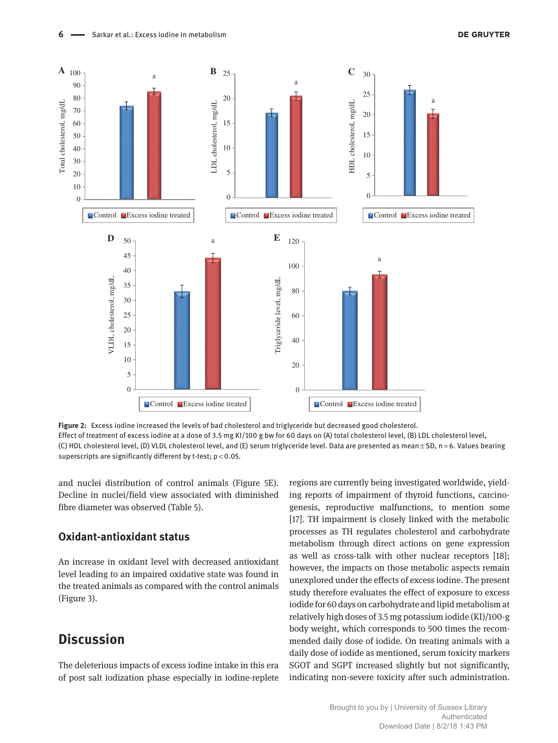**Figure 2:** Excess iodine increased the levels of bad cholesterol and triglyceride but decreased good cholesterol.
Effect of treatment of excess iodine at a dose of 3.5 mg KI/100 g bw for 60 days on (A) total cholesterol level, (B) LDL cholesterol level, (C) HDL cholesterol level, (D) VLDL cholesterol level, and (E) serum triglyceride level. Data are presented as mean ± SD, n = 6. Values bearing superscripts are significantly different by t-test; $p < 0.05$.

and nuclei distribution of control animals (Figure 5E). Decline in nuclei/field view associated with diminished fibre diameter was observed (Table 5).

### Oxidant-antioxidant status

An increase in oxidant level with decreased antioxidant level leading to an impaired oxidative state was found in the treated animals as compared with the control animals (Figure 3).

## Discussion

The deleterious impacts of excess iodine intake in this era of post salt iodization phase especially in iodine-replete regions are currently being investigated worldwide, yielding reports of impairment of thyroid functions, carcinogenesis, reproductive malfunctions, to mention some [17]. TH impairment is closely linked with the metabolic processes as TH regulates cholesterol and carbohydrate metabolism through direct actions on gene expression as well as cross-talk with other nuclear receptors [18]; however, the impacts on those metabolic aspects remain unexplored under the effects of excess iodine. The present study therefore evaluates the effect of exposure to excess iodide for 60 days on carbohydrate and lipid metabolism at relatively high doses of 3.5 mg potassium iodide (KI)/100-g body weight, which corresponds to 500 times the recommended daily dose of iodide. On treating animals with a daily dose of iodide as mentioned, serum toxicity markers SGOT and SGPT increased slightly but not significantly, indicating non-severe toxicity after such administration.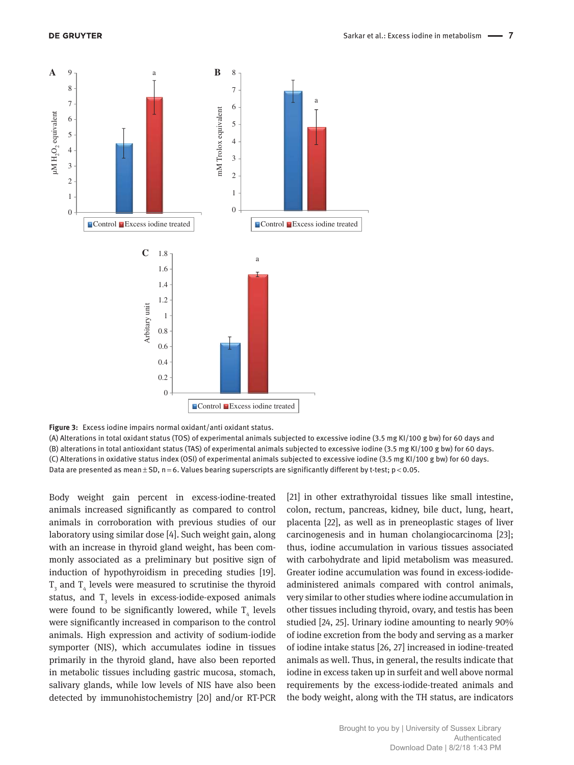**Figure 3:** Excess iodine impairs normal oxidant/anti oxidant status.
(A) Alterations in total oxidant status (TOS) of experimental animals subjected to excessive iodine (3.5 mg KI/100 g bw) for 60 days and (B) alterations in total antioxidant status (TAS) of experimental animals subjected to excessive iodine (3.5 mg KI/100 g bw) for 60 days. (C) Alterations in oxidative status index (OSI) of experimental animals subjected to excessive iodine (3.5 mg KI/100 g bw) for 60 days. Data are presented as mean ± SD, n = 6. Values bearing superscripts are significantly different by t-test; $p < 0.05$.

Body weight gain percent in excess-iodine-treated animals increased significantly as compared to control animals in corroboration with previous studies of our laboratory using similar dose [4]. Such weight gain, along with an increase in thyroid gland weight, has been commonly associated as a preliminary but positive sign of induction of hypothyroidism in preceding studies [19]. $T_3$ and $T_4$ levels were measured to scrutinise the thyroid status, and $T_3$ levels in excess-iodide-exposed animals were found to be significantly lowered, while $T_4$ levels were significantly increased in comparison to the control animals. High expression and activity of sodium-iodide symporter (NIS), which accumulates iodine in tissues primarily in the thyroid gland, have also been reported in metabolic tissues including gastric mucosa, stomach, salivary glands, while low levels of NIS have also been detected by immunohistochemistry [20] and/or RT-PCR [21] in other extrathyroidal tissues like small intestine, colon, rectum, pancreas, kidney, bile duct, lung, heart, placenta [22], as well as in preneoplastic stages of liver carcinogenesis and in human cholangiocarcinoma [23]; thus, iodine accumulation in various tissues associated with carbohydrate and lipid metabolism was measured. Greater iodine accumulation was found in excess-iodide-administered animals compared with control animals, very similar to other studies where iodine accumulation in other tissues including thyroid, ovary, and testis has been studied [24, 25]. Urinary iodine amounting to nearly 90% of iodine excretion from the body and serving as a marker of iodine intake status [26, 27] increased in iodine-treated animals as well. Thus, in general, the results indicate that iodine in excess taken up in surfeit and well above normal requirements by the excess-iodide-treated animals and the body weight, along with the TH status, are indicators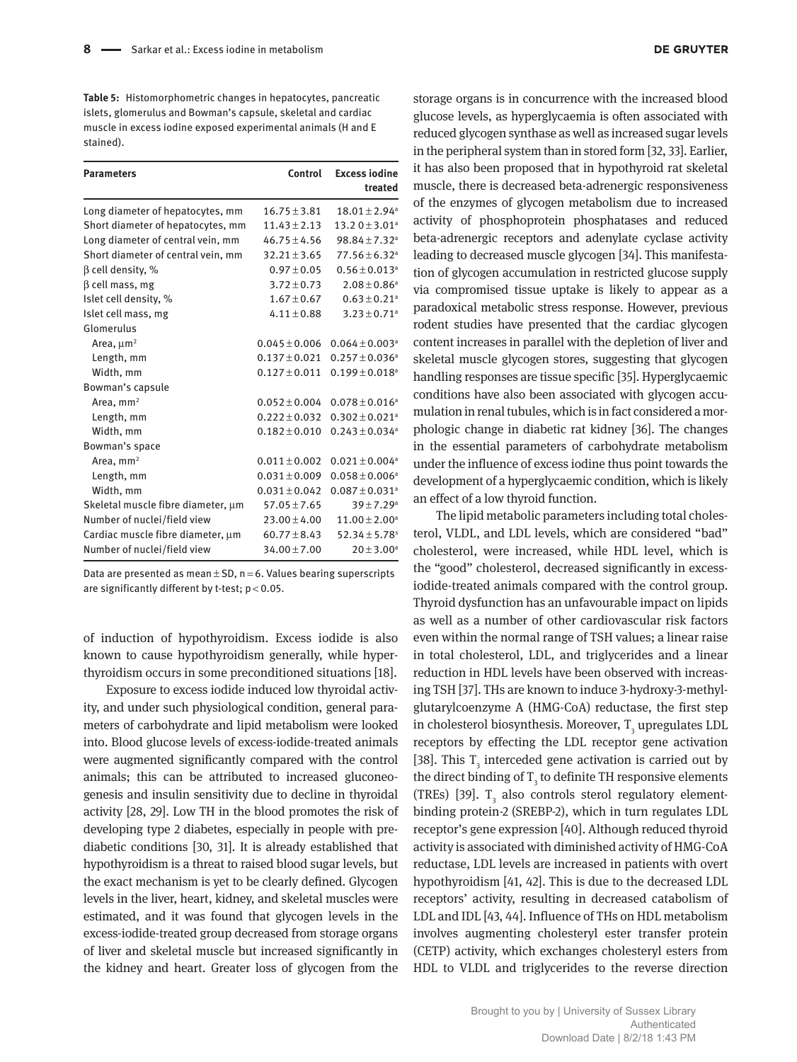**Table 5:** Histomorphometric changes in hepatocytes, pancreatic islets, glomerulus and Bowman's capsule, skeletal and cardiac muscle in excess iodine exposed experimental animals (H and E stained).

| Parameters | Control | Excess iodine treated |
|---|---|---|
| Long diameter of hepatocytes, mm | 16.75 ± 3.81 | 18.01 ± 2.94[a] |
| Short diameter of hepatocytes, mm | 11.43 ± 2.13 | 13.2 0 ± 3.01[a] |
| Long diameter of central vein, mm | 46.75 ± 4.56 | 98.84 ± 7.32[a] |
| Short diameter of central vein, mm | 32.21 ± 3.65 | 77.56 ± 6.32[a] |
| β cell density, % | 0.97 ± 0.05 | 0.56 ± 0.013[a] |
| β cell mass, mg | 3.72 ± 0.73 | 2.08 ± 0.86[a] |
| Islet cell density, % | 1.67 ± 0.67 | 0.63 ± 0.21[a] |
| Islet cell mass, mg | 4.11 ± 0.88 | 3.23 ± 0.71[a] |
| Glomerulus | | |
| Area, μm² | 0.045 ± 0.006 | 0.064 ± 0.003[a] |
| Length, mm | 0.137 ± 0.021 | 0.257 ± 0.036[a] |
| Width, mm | 0.127 ± 0.011 | 0.199 ± 0.018[a] |
| Bowman's capsule | | |
| Area, mm² | 0.052 ± 0.004 | 0.078 ± 0.016[a] |
| Length, mm | 0.222 ± 0.032 | 0.302 ± 0.021[a] |
| Width, mm | 0.182 ± 0.010 | 0.243 ± 0.034[a] |
| Bowman's space | | |
| Area, mm² | 0.011 ± 0.002 | 0.021 ± 0.004[a] |
| Length, mm | 0.031 ± 0.009 | 0.058 ± 0.006[a] |
| Width, mm | 0.031 ± 0.042 | 0.087 ± 0.031[a] |
| Skeletal muscle fibre diameter, μm | 57.05 ± 7.65 | 39 ± 7.29[a] |
| Number of nuclei/field view | 23.00 ± 4.00 | 11.00 ± 2.00[a] |
| Cardiac muscle fibre diameter, μm | 60.77 ± 8.43 | 52.34 ± 5.78[s] |
| Number of nuclei/field view | 34.00 ± 7.00 | 20 ± 3.00[a] |

Data are presented as mean ± SD, n = 6. Values bearing superscripts are significantly different by t-test; $p < 0.05$.

of induction of hypothyroidism. Excess iodide is also known to cause hypothyroidism generally, while hyperthyroidism occurs in some preconditioned situations [18].

Exposure to excess iodide induced low thyroidal activity, and under such physiological condition, general parameters of carbohydrate and lipid metabolism were looked into. Blood glucose levels of excess-iodide-treated animals were augmented significantly compared with the control animals; this can be attributed to increased gluconeogenesis and insulin sensitivity due to decline in thyroidal activity [28, 29]. Low TH in the blood promotes the risk of developing type 2 diabetes, especially in people with prediabetic conditions [30, 31]. It is already established that hypothyroidism is a threat to raised blood sugar levels, but the exact mechanism is yet to be clearly defined. Glycogen levels in the liver, heart, kidney, and skeletal muscles were estimated, and it was found that glycogen levels in the excess-iodide-treated group decreased from storage organs of liver and skeletal muscle but increased significantly in the kidney and heart. Greater loss of glycogen from the storage organs is in concurrence with the increased blood glucose levels, as hyperglycaemia is often associated with reduced glycogen synthase as well as increased sugar levels in the peripheral system than in stored form [32, 33]. Earlier, it has also been proposed that in hypothyroid rat skeletal muscle, there is decreased beta-adrenergic responsiveness of the enzymes of glycogen metabolism due to increased activity of phosphoprotein phosphatases and reduced beta-adrenergic receptors and adenylate cyclase activity leading to decreased muscle glycogen [34]. This manifestation of glycogen accumulation in restricted glucose supply via compromised tissue uptake is likely to appear as a paradoxical metabolic stress response. However, previous rodent studies have presented that the cardiac glycogen content increases in parallel with the depletion of liver and skeletal muscle glycogen stores, suggesting that glycogen handling responses are tissue specific [35]. Hyperglycaemic conditions have also been associated with glycogen accumulation in renal tubules, which is in fact considered a morphologic change in diabetic rat kidney [36]. The changes in the essential parameters of carbohydrate metabolism under the influence of excess iodine thus point towards the development of a hyperglycaemic condition, which is likely an effect of a low thyroid function.

The lipid metabolic parameters including total cholesterol, VLDL, and LDL levels, which are considered "bad" cholesterol, were increased, while HDL level, which is the "good" cholesterol, decreased significantly in excess-iodide-treated animals compared with the control group. Thyroid dysfunction has an unfavourable impact on lipids as well as a number of other cardiovascular risk factors even within the normal range of TSH values; a linear raise in total cholesterol, LDL, and triglycerides and a linear reduction in HDL levels have been observed with increasing TSH [37]. THs are known to induce 3-hydroxy-3-methylglutarylcoenzyme A (HMG-CoA) reductase, the first step in cholesterol biosynthesis. Moreover, $T_3$ upregulates LDL receptors by effecting the LDL receptor gene activation [38]. This $T_3$ interceded gene activation is carried out by the direct binding of $T_3$ to definite TH responsive elements (TREs) [39]. $T_3$ also controls sterol regulatory element-binding protein-2 (SREBP-2), which in turn regulates LDL receptor's gene expression [40]. Although reduced thyroid activity is associated with diminished activity of HMG-CoA reductase, LDL levels are increased in patients with overt hypothyroidism [41, 42]. This is due to the decreased LDL receptors' activity, resulting in decreased catabolism of LDL and IDL [43, 44]. Influence of THs on HDL metabolism involves augmenting cholesteryl ester transfer protein (CETP) activity, which exchanges cholesteryl esters from HDL to VLDL and triglycerides to the reverse direction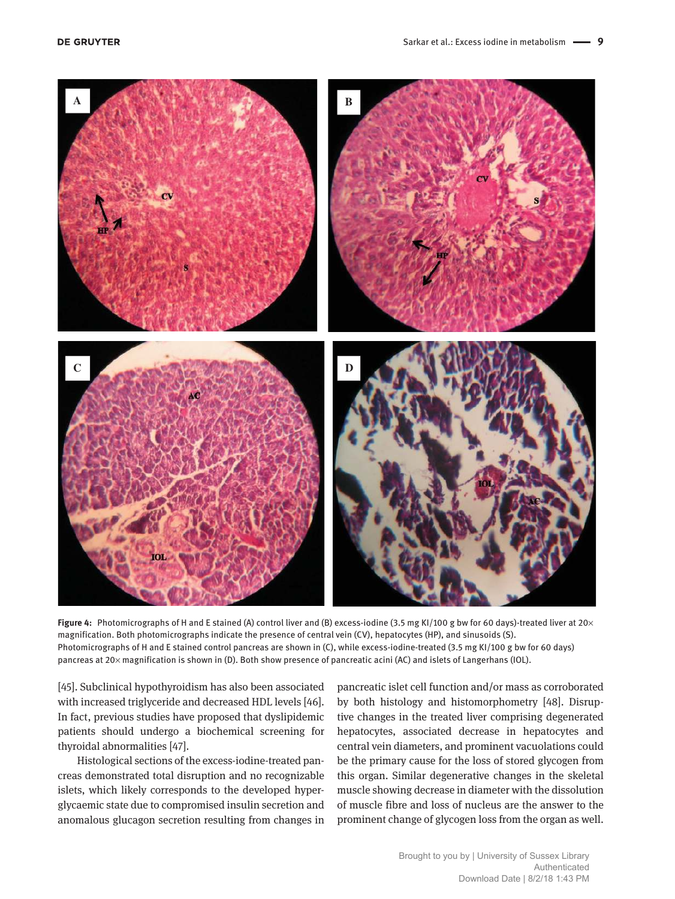**Figure 4:** Photomicrographs of H and E stained (A) control liver and (B) excess-iodine (3.5 mg KI/100 g bw for 60 days)-treated liver at 20× magnification. Both photomicrographs indicate the presence of central vein (CV), hepatocytes (HP), and sinusoids (S). Photomicrographs of H and E stained control pancreas are shown in (C), while excess-iodine-treated (3.5 mg KI/100 g bw for 60 days) pancreas at 20× magnification is shown in (D). Both show presence of pancreatic acini (AC) and islets of Langerhans (IOL).

[45]. Subclinical hypothyroidism has also been associated with increased triglyceride and decreased HDL levels [46]. In fact, previous studies have proposed that dyslipidemic patients should undergo a biochemical screening for thyroidal abnormalities [47].

Histological sections of the excess-iodine-treated pancreas demonstrated total disruption and no recognizable islets, which likely corresponds to the developed hyperglycaemic state due to compromised insulin secretion and anomalous glucagon secretion resulting from changes in pancreatic islet cell function and/or mass as corroborated by both histology and histomorphometry [48]. Disruptive changes in the treated liver comprising degenerated hepatocytes, associated decrease in hepatocytes and central vein diameters, and prominent vacuolations could be the primary cause for the loss of stored glycogen from this organ. Similar degenerative changes in the skeletal muscle showing decrease in diameter with the dissolution of muscle fibre and loss of nucleus are the answer to the prominent change of glycogen loss from the organ as well.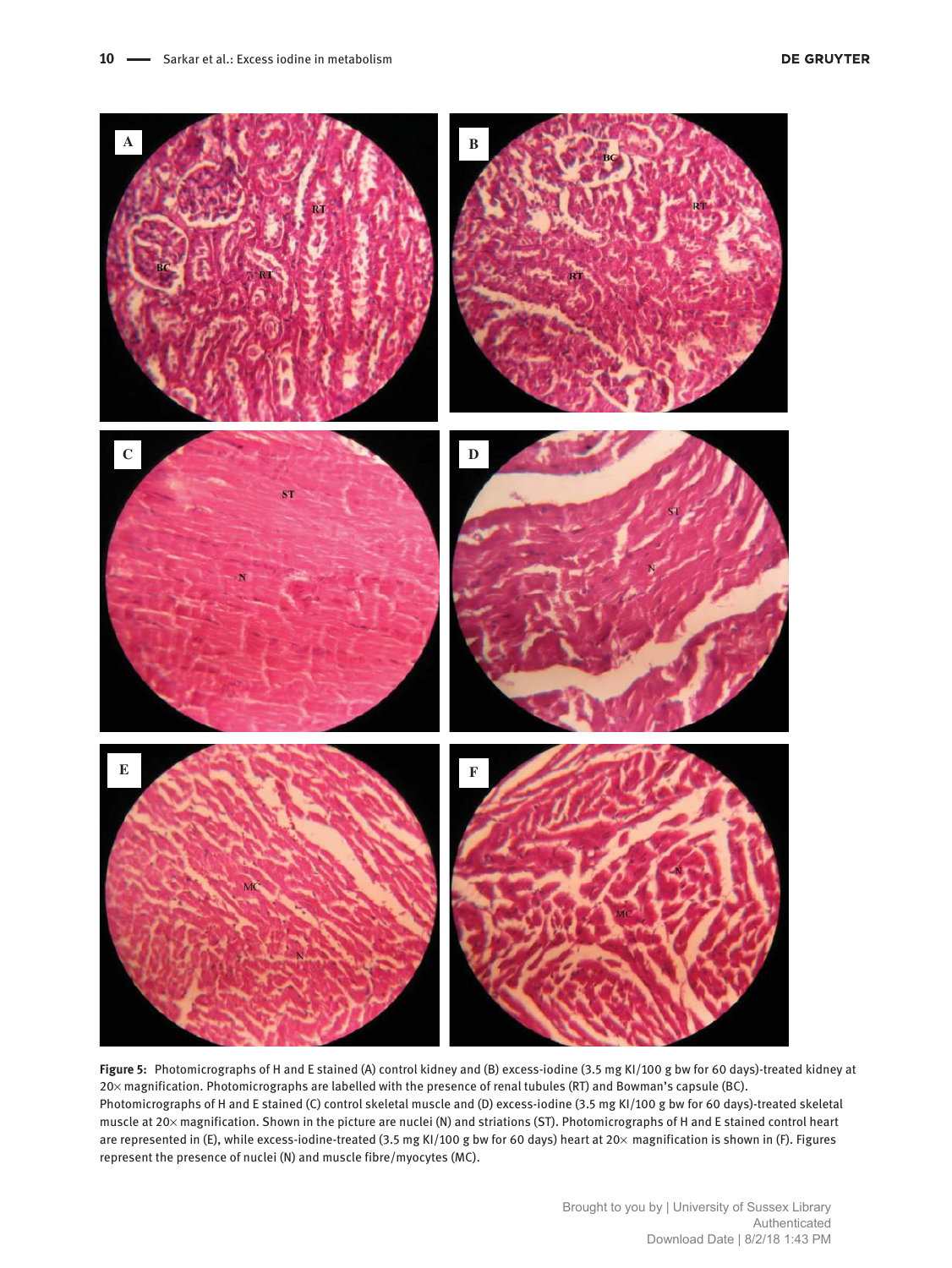**Figure 5:** Photomicrographs of H and E stained (A) control kidney and (B) excess-iodine (3.5 mg KI/100 g bw for 60 days)-treated kidney at 20× magnification. Photomicrographs are labelled with the presence of renal tubules (RT) and Bowman's capsule (BC). Photomicrographs of H and E stained (C) control skeletal muscle and (D) excess-iodine (3.5 mg KI/100 g bw for 60 days)-treated skeletal muscle at 20× magnification. Shown in the picture are nuclei (N) and striations (ST). Photomicrographs of H and E stained control heart are represented in (E), while excess-iodine-treated (3.5 mg KI/100 g bw for 60 days) heart at 20× magnification is shown in (F). Figures represent the presence of nuclei (N) and muscle fibre/myocytes (MC).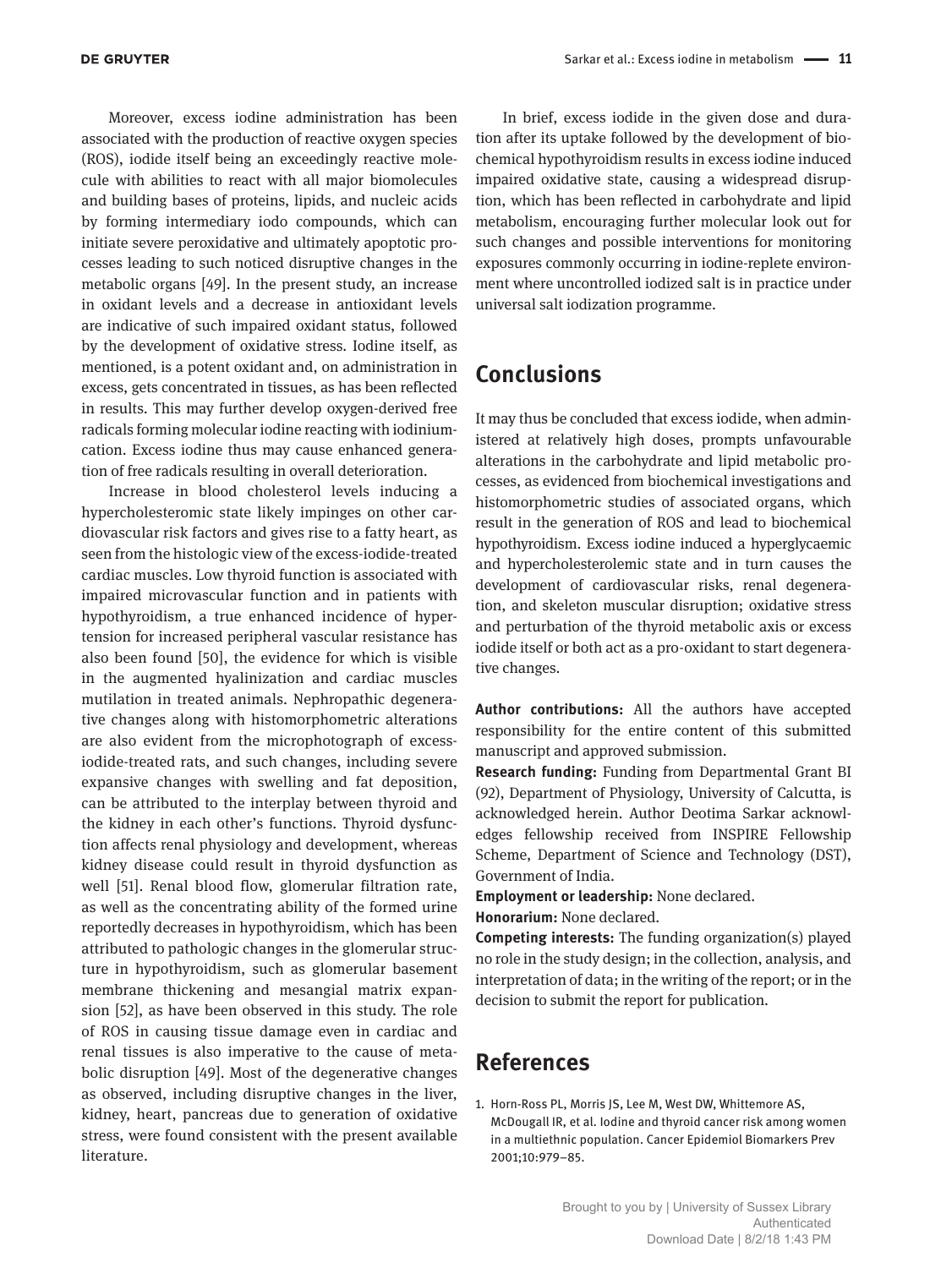Moreover, excess iodine administration has been associated with the production of reactive oxygen species (ROS), iodide itself being an exceedingly reactive molecule with abilities to react with all major biomolecules and building bases of proteins, lipids, and nucleic acids by forming intermediary iodo compounds, which can initiate severe peroxidative and ultimately apoptotic processes leading to such noticed disruptive changes in the metabolic organs [49]. In the present study, an increase in oxidant levels and a decrease in antioxidant levels are indicative of such impaired oxidant status, followed by the development of oxidative stress. Iodine itself, as mentioned, is a potent oxidant and, on administration in excess, gets concentrated in tissues, as has been reflected in results. This may further develop oxygen-derived free radicals forming molecular iodine reacting with iodinium-cation. Excess iodine thus may cause enhanced generation of free radicals resulting in overall deterioration.

Increase in blood cholesterol levels inducing a hypercholesteromic state likely impinges on other cardiovascular risk factors and gives rise to a fatty heart, as seen from the histologic view of the excess-iodide-treated cardiac muscles. Low thyroid function is associated with impaired microvascular function and in patients with hypothyroidism, a true enhanced incidence of hypertension for increased peripheral vascular resistance has also been found [50], the evidence for which is visible in the augmented hyalinization and cardiac muscles mutilation in treated animals. Nephropathic degenerative changes along with histomorphometric alterations are also evident from the microphotograph of excess-iodide-treated rats, and such changes, including severe expansive changes with swelling and fat deposition, can be attributed to the interplay between thyroid and the kidney in each other's functions. Thyroid dysfunction affects renal physiology and development, whereas kidney disease could result in thyroid dysfunction as well [51]. Renal blood flow, glomerular filtration rate, as well as the concentrating ability of the formed urine reportedly decreases in hypothyroidism, which has been attributed to pathologic changes in the glomerular structure in hypothyroidism, such as glomerular basement membrane thickening and mesangial matrix expansion [52], as have been observed in this study. The role of ROS in causing tissue damage even in cardiac and renal tissues is also imperative to the cause of metabolic disruption [49]. Most of the degenerative changes as observed, including disruptive changes in the liver, kidney, heart, pancreas due to generation of oxidative stress, were found consistent with the present available literature.

In brief, excess iodide in the given dose and duration after its uptake followed by the development of biochemical hypothyroidism results in excess iodine induced impaired oxidative state, causing a widespread disruption, which has been reflected in carbohydrate and lipid metabolism, encouraging further molecular look out for such changes and possible interventions for monitoring exposures commonly occurring in iodine-replete environment where uncontrolled iodized salt is in practice under universal salt iodization programme.

## Conclusions

It may thus be concluded that excess iodide, when administered at relatively high doses, prompts unfavourable alterations in the carbohydrate and lipid metabolic processes, as evidenced from biochemical investigations and histomorphometric studies of associated organs, which result in the generation of ROS and lead to biochemical hypothyroidism. Excess iodine induced a hyperglycaemic and hypercholesterolemic state and in turn causes the development of cardiovascular risks, renal degeneration, and skeleton muscular disruption; oxidative stress and perturbation of the thyroid metabolic axis or excess iodide itself or both act as a pro-oxidant to start degenerative changes.

**Author contributions:** All the authors have accepted responsibility for the entire content of this submitted manuscript and approved submission.

**Research funding:** Funding from Departmental Grant BI (92), Department of Physiology, University of Calcutta, is acknowledged herein. Author Deotima Sarkar acknowledges fellowship received from INSPIRE Fellowship Scheme, Department of Science and Technology (DST), Government of India.

**Employment or leadership:** None declared.

**Honorarium:** None declared.

**Competing interests:** The funding organization(s) played no role in the study design; in the collection, analysis, and interpretation of data; in the writing of the report; or in the decision to submit the report for publication.

## References

1. Horn-Ross PL, Morris JS, Lee M, West DW, Whittemore AS, McDougall IR, et al. Iodine and thyroid cancer risk among women in a multiethnic population. Cancer Epidemiol Biomarkers Prev 2001;10:979–85.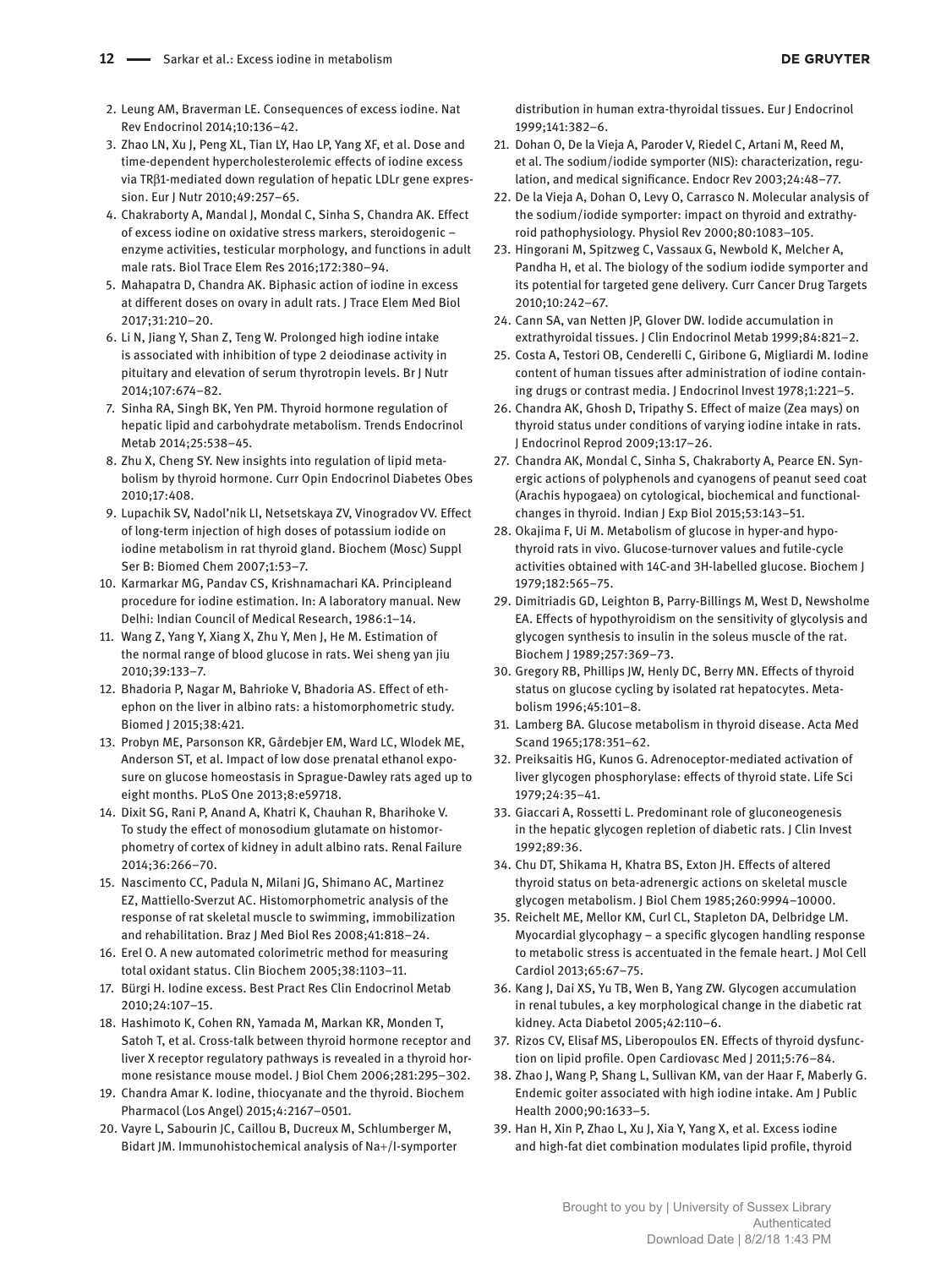2. Leung AM, Braverman LE. Consequences of excess iodine. Nat Rev Endocrinol 2014;10:136–42.
3. Zhao LN, Xu J, Peng XL, Tian LY, Hao LP, Yang XF, et al. Dose and time-dependent hypercholesterolemic effects of iodine excess via TRβ1-mediated down regulation of hepatic LDLr gene expression. Eur J Nutr 2010;49:257–65.
4. Chakraborty A, Mandal J, Mondal C, Sinha S, Chandra AK. Effect of excess iodine on oxidative stress markers, steroidogenic – enzyme activities, testicular morphology, and functions in adult male rats. Biol Trace Elem Res 2016;172:380–94.
5. Mahapatra D, Chandra AK. Biphasic action of iodine in excess at different doses on ovary in adult rats. J Trace Elem Med Biol 2017;31:210–20.
6. Li N, Jiang Y, Shan Z, Teng W. Prolonged high iodine intake is associated with inhibition of type 2 deiodinase activity in pituitary and elevation of serum thyrotropin levels. Br J Nutr 2014;107:674–82.
7. Sinha RA, Singh BK, Yen PM. Thyroid hormone regulation of hepatic lipid and carbohydrate metabolism. Trends Endocrinol Metab 2014;25:538–45.
8. Zhu X, Cheng SY. New insights into regulation of lipid metabolism by thyroid hormone. Curr Opin Endocrinol Diabetes Obes 2010;17:408.
9. Lupachik SV, Nadol'nik LI, Netsetskaya ZV, Vinogradov VV. Effect of long-term injection of high doses of potassium iodide on iodine metabolism in rat thyroid gland. Biochem (Mosc) Suppl Ser B: Biomed Chem 2007;1:53–7.
10. Karmarkar MG, Pandav CS, Krishnamachari KA. Principleand procedure for iodine estimation. In: A laboratory manual. New Delhi: Indian Council of Medical Research, 1986:1–14.
11. Wang Z, Yang Y, Xiang X, Zhu Y, Men J, He M. Estimation of the normal range of blood glucose in rats. Wei sheng yan jiu 2010;39:133–7.
12. Bhadoria P, Nagar M, Bahrioke V, Bhadoria AS. Effect of ethephon on the liver in albino rats: a histomorphometric study. Biomed J 2015;38:421.
13. Probyn ME, Parsonson KR, Gårdebjer EM, Ward LC, Wlodek ME, Anderson ST, et al. Impact of low dose prenatal ethanol exposure on glucose homeostasis in Sprague-Dawley rats aged up to eight months. PLoS One 2013;8:e59718.
14. Dixit SG, Rani P, Anand A, Khatri K, Chauhan R, Bharihoke V. To study the effect of monosodium glutamate on histomorphometry of cortex of kidney in adult albino rats. Renal Failure 2014;36:266–70.
15. Nascimento CC, Padula N, Milani JG, Shimano AC, Martinez EZ, Mattiello-Sverzut AC. Histomorphometric analysis of the response of rat skeletal muscle to swimming, immobilization and rehabilitation. Braz J Med Biol Res 2008;41:818–24.
16. Erel O. A new automated colorimetric method for measuring total oxidant status. Clin Biochem 2005;38:1103–11.
17. Bürgi H. Iodine excess. Best Pract Res Clin Endocrinol Metab 2010;24:107–15.
18. Hashimoto K, Cohen RN, Yamada M, Markan KR, Monden T, Satoh T, et al. Cross-talk between thyroid hormone receptor and liver X receptor regulatory pathways is revealed in a thyroid hormone resistance mouse model. J Biol Chem 2006;281:295–302.
19. Chandra Amar K. Iodine, thiocyanate and the thyroid. Biochem Pharmacol (Los Angel) 2015;4:2167–0501.
20. Vayre L, Sabourin JC, Caillou B, Ducreux M, Schlumberger M, Bidart JM. Immunohistochemical analysis of Na+/I-symporter distribution in human extra-thyroidal tissues. Eur J Endocrinol 1999;141:382–6.
21. Dohan O, De la Vieja A, Paroder V, Riedel C, Artani M, Reed M, et al. The sodium/iodide symporter (NIS): characterization, regulation, and medical significance. Endocr Rev 2003;24:48–77.
22. De la Vieja A, Dohan O, Levy O, Carrasco N. Molecular analysis of the sodium/iodide symporter: impact on thyroid and extrathyroid pathophysiology. Physiol Rev 2000;80:1083–105.
23. Hingorani M, Spitzweg C, Vassaux G, Newbold K, Melcher A, Pandha H, et al. The biology of the sodium iodide symporter and its potential for targeted gene delivery. Curr Cancer Drug Targets 2010;10:242–67.
24. Cann SA, van Netten JP, Glover DW. Iodide accumulation in extrathyroidal tissues. J Clin Endocrinol Metab 1999;84:821–2.
25. Costa A, Testori OB, Cenderelli C, Giribone G, Migliardi M. Iodine content of human tissues after administration of iodine containing drugs or contrast media. J Endocrinol Invest 1978;1:221–5.
26. Chandra AK, Ghosh D, Tripathy S. Effect of maize (Zea mays) on thyroid status under conditions of varying iodine intake in rats. J Endocrinol Reprod 2009;13:17–26.
27. Chandra AK, Mondal C, Sinha S, Chakraborty A, Pearce EN. Synergic actions of polyphenols and cyanogens of peanut seed coat (Arachis hypogaea) on cytological, biochemical and functional-changes in thyroid. Indian J Exp Biol 2015;53:143–51.
28. Okajima F, Ui M. Metabolism of glucose in hyper-and hypothyroid rats in vivo. Glucose-turnover values and futile-cycle activities obtained with 14C-and 3H-labelled glucose. Biochem J 1979;182:565–75.
29. Dimitriadis GD, Leighton B, Parry-Billings M, West D, Newsholme EA. Effects of hypothyroidism on the sensitivity of glycolysis and glycogen synthesis to insulin in the soleus muscle of the rat. Biochem J 1989;257:369–73.
30. Gregory RB, Phillips JW, Henly DC, Berry MN. Effects of thyroid status on glucose cycling by isolated rat hepatocytes. Metabolism 1996;45:101–8.
31. Lamberg BA. Glucose metabolism in thyroid disease. Acta Med Scand 1965;178:351–62.
32. Preiksaitis HG, Kunos G. Adrenoceptor-mediated activation of liver glycogen phosphorylase: effects of thyroid state. Life Sci 1979;24:35–41.
33. Giaccari A, Rossetti L. Predominant role of gluconeogenesis in the hepatic glycogen repletion of diabetic rats. J Clin Invest 1992;89:36.
34. Chu DT, Shikama H, Khatra BS, Exton JH. Effects of altered thyroid status on beta-adrenergic actions on skeletal muscle glycogen metabolism. J Biol Chem 1985;260:9994–10000.
35. Reichelt ME, Mellor KM, Curl CL, Stapleton DA, Delbridge LM. Myocardial glycophagy – a specific glycogen handling response to metabolic stress is accentuated in the female heart. J Mol Cell Cardiol 2013;65:67–75.
36. Kang J, Dai XS, Yu TB, Wen B, Yang ZW. Glycogen accumulation in renal tubules, a key morphological change in the diabetic rat kidney. Acta Diabetol 2005;42:110–6.
37. Rizos CV, Elisaf MS, Liberopoulos EN. Effects of thyroid dysfunction on lipid profile. Open Cardiovasc Med J 2011;5:76–84.
38. Zhao J, Wang P, Shang L, Sullivan KM, van der Haar F, Maberly G. Endemic goiter associated with high iodine intake. Am J Public Health 2000;90:1633–5.
39. Han H, Xin P, Zhao L, Xu J, Xia Y, Yang X, et al. Excess iodine and high-fat diet combination modulates lipid profile, thyroid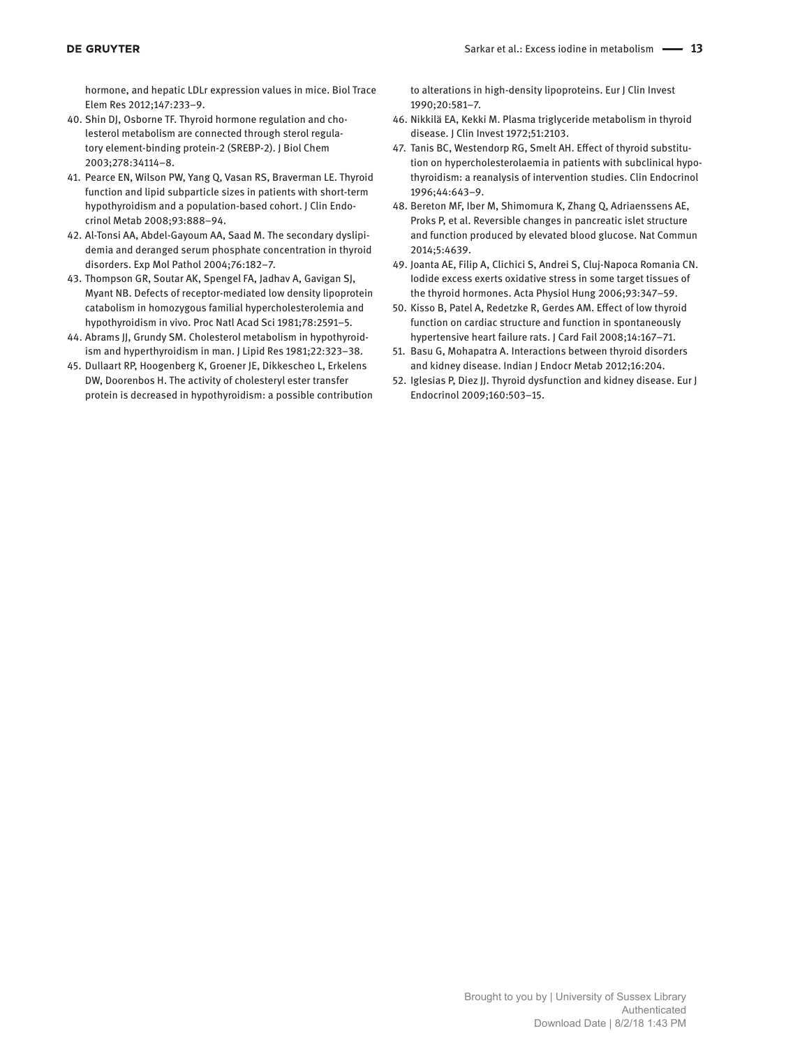hormone, and hepatic LDLr expression values in mice. Biol Trace Elem Res 2012;147:233–9.

40. Shin DJ, Osborne TF. Thyroid hormone regulation and cholesterol metabolism are connected through sterol regulatory element-binding protein-2 (SREBP-2). J Biol Chem 2003;278:34114–8.
41. Pearce EN, Wilson PW, Yang Q, Vasan RS, Braverman LE. Thyroid function and lipid subparticle sizes in patients with short-term hypothyroidism and a population-based cohort. J Clin Endocrinol Metab 2008;93:888–94.
42. Al-Tonsi AA, Abdel-Gayoum AA, Saad M. The secondary dyslipidemia and deranged serum phosphate concentration in thyroid disorders. Exp Mol Pathol 2004;76:182–7.
43. Thompson GR, Soutar AK, Spengel FA, Jadhav A, Gavigan SJ, Myant NB. Defects of receptor-mediated low density lipoprotein catabolism in homozygous familial hypercholesterolemia and hypothyroidism in vivo. Proc Natl Acad Sci 1981;78:2591–5.
44. Abrams JJ, Grundy SM. Cholesterol metabolism in hypothyroidism and hyperthyroidism in man. J Lipid Res 1981;22:323–38.
45. Dullaart RP, Hoogenberg K, Groener JE, Dikkescheo L, Erkelens DW, Doorenbos H. The activity of cholesteryl ester transfer protein is decreased in hypothyroidism: a possible contribution to alterations in high-density lipoproteins. Eur J Clin Invest 1990;20:581–7.
46. Nikkilä EA, Kekki M. Plasma triglyceride metabolism in thyroid disease. J Clin Invest 1972;51:2103.
47. Tanis BC, Westendorp RG, Smelt AH. Effect of thyroid substitution on hypercholesterolaemia in patients with subclinical hypothyroidism: a reanalysis of intervention studies. Clin Endocrinol 1996;44:643–9.
48. Bereton MF, Iber M, Shimomura K, Zhang Q, Adriaenssens AE, Proks P, et al. Reversible changes in pancreatic islet structure and function produced by elevated blood glucose. Nat Commun 2014;5:4639.
49. Joanta AE, Filip A, Clichici S, Andrei S, Cluj-Napoca Romania CN. Iodide excess exerts oxidative stress in some target tissues of the thyroid hormones. Acta Physiol Hung 2006;93:347–59.
50. Kisso B, Patel A, Redetzke R, Gerdes AM. Effect of low thyroid function on cardiac structure and function in spontaneously hypertensive heart failure rats. J Card Fail 2008;14:167–71.
51. Basu G, Mohapatra A. Interactions between thyroid disorders and kidney disease. Indian J Endocr Metab 2012;16:204.
52. Iglesias P, Diez JJ. Thyroid dysfunction and kidney disease. Eur J Endocrinol 2009;160:503–15.